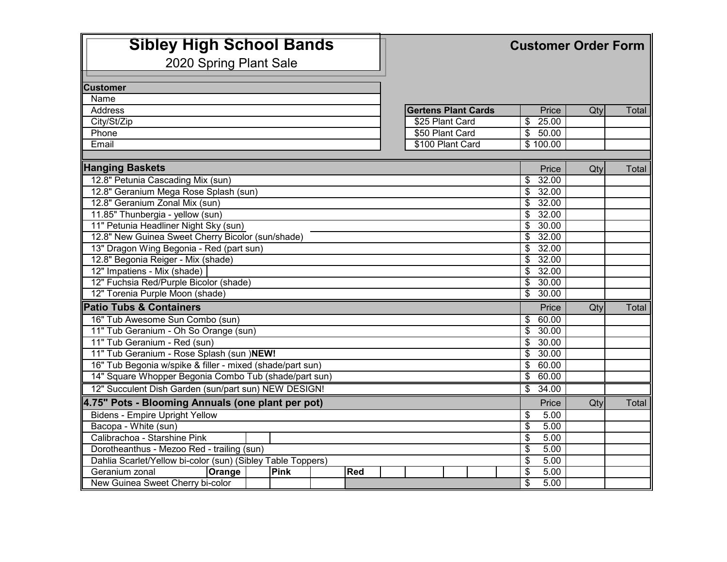# Sibley High School Bands

2020 Spring Plant Sale

**Customer Order Form**

| Customer | |
|---|---|
| Name | |
| Address | |
| City/St/Zip | |
| Phone | |
| Email | |

| Gertens Plant Cards | Price | Qty | Total |
|---|---|---|---|
| $25 Plant Card | $ 25.00 | | |
| $50 Plant Card | $ 50.00 | | |
| $100 Plant Card | $ 100.00 | | |

| Hanging Baskets | Price | Qty | Total |
|---|---|---|---|
| 12.8" Petunia Cascading Mix (sun) | $ 32.00 | | |
| 12.8" Geranium Mega Rose Splash (sun) | $ 32.00 | | |
| 12.8" Geranium Zonal Mix (sun) | $ 32.00 | | |
| 11.85" Thunbergia - yellow (sun) | $ 32.00 | | |
| 11" Petunia Headliner Night Sky (sun) | $ 30.00 | | |
| 12.8" New Guinea Sweet Cherry Bicolor (sun/shade) | $ 32.00 | | |
| 13" Dragon Wing Begonia - Red (part sun) | $ 32.00 | | |
| 12.8" Begonia Reiger - Mix (shade) | $ 32.00 | | |
| 12" Impatiens - Mix (shade) | $ 32.00 | | |
| 12" Fuchsia Red/Purple Bicolor (shade) | $ 30.00 | | |
| 12" Torenia Purple Moon (shade) | $ 30.00 | | |

| Patio Tubs & Containers | Price | Qty | Total |
|---|---|---|---|
| 16" Tub Awesome Sun Combo (sun) | $ 60.00 | | |
| 11" Tub Geranium - Oh So Orange (sun) | $ 30.00 | | |
| 11" Tub Geranium - Red (sun) | $ 30.00 | | |
| 11" Tub Geranium - Rose Splash (sun )**NEW!** | $ 30.00 | | |
| 16" Tub Begonia w/spike & filler - mixed (shade/part sun) | $ 60.00 | | |
| 14" Square Whopper Begonia Combo Tub (shade/part sun) | $ 60.00 | | |
| 12" Succulent Dish Garden (sun/part sun) NEW DESIGN! | $ 34.00 | | |

| 4.75" Pots - Blooming Annuals (one plant per pot) | Price | Qty | Total |
|---|---|---|---|
| Bidens - Empire Upright Yellow | $ 5.00 | | |
| Bacopa - White (sun) | $ 5.00 | | |
| Calibrachoa - Starshine Pink | $ 5.00 | | |
| Dorotheanthus - Mezoo Red - trailing (sun) | $ 5.00 | | |
| Dahlia Scarlet/Yellow bi-color (sun) (Sibley Table Toppers) | $ 5.00 | | |
| Geranium zonal **Orange** **Pink** **Red** | $ 5.00 | | |
| New Guinea Sweet Cherry bi-color | $ 5.00 | | |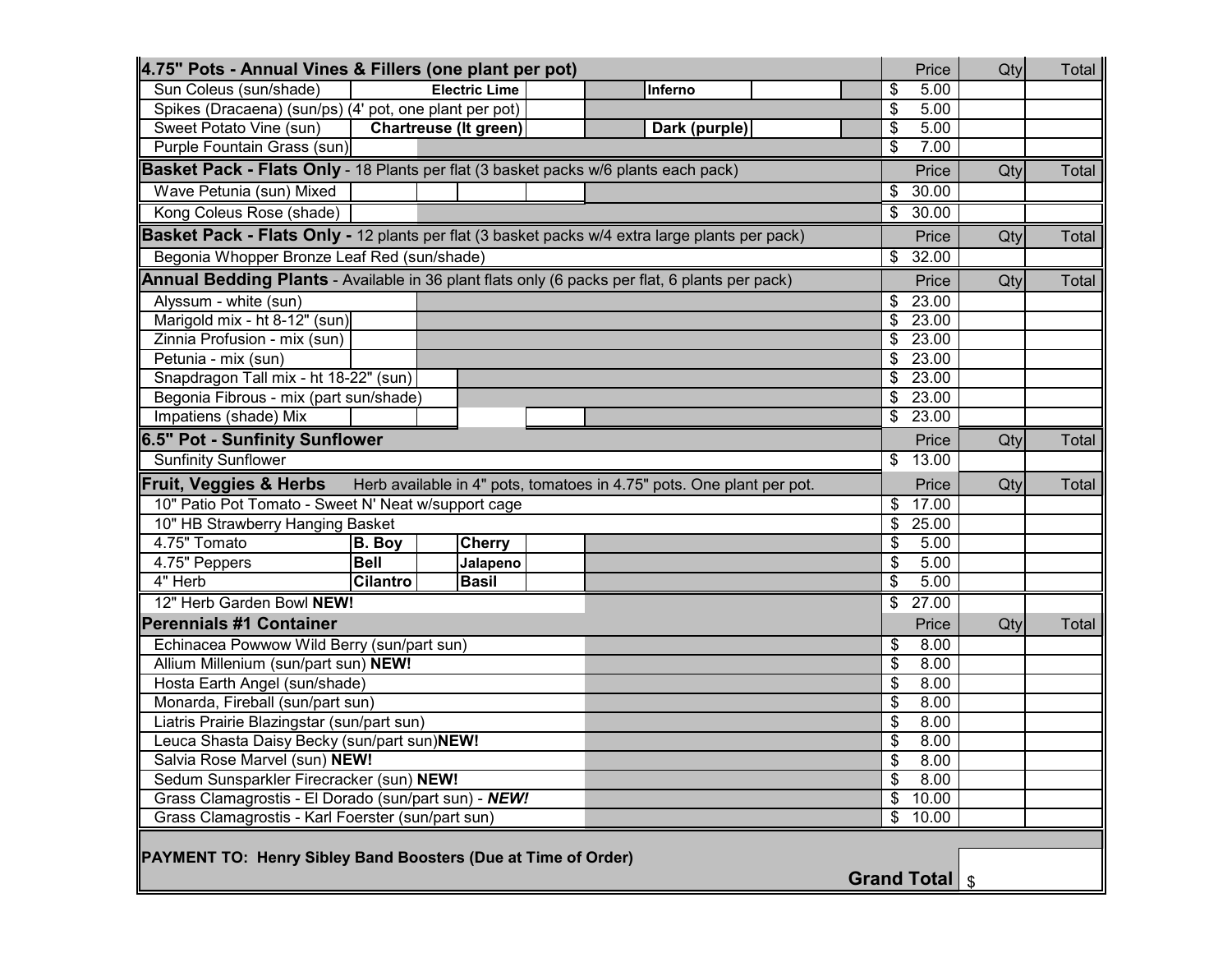| | | | | | | | Price | Qty | Total |
|---|---|---|---|---|---|---|---|---|---|
| **4.75" Pots - Annual Vines & Fillers (one plant per pot)** | | | | | | | Price | Qty | Total |
| Sun Coleus (sun/shade) | **Electric Lime** | | | **Inferno** | | | $ 5.00 | | |
| Spikes (Dracaena) (sun/ps) (4' pot, one plant per pot) | | | | | | | $ 5.00 | | |
| Sweet Potato Vine (sun) | **Chartreuse (lt green)** | | | **Dark (purple)** | | | $ 5.00 | | |
| Purple Fountain Grass (sun) | | | | | | | $ 7.00 | | |
| **Basket Pack - Flats Only** - 18 Plants per flat (3 basket packs w/6 plants each pack) | | | | | | | Price | Qty | Total |
| Wave Petunia (sun) Mixed | | | | | | | $ 30.00 | | |
| Kong Coleus Rose (shade) | | | | | | | $ 30.00 | | |
| **Basket Pack - Flats Only -** 12 plants per flat (3 basket packs w/4 extra large plants per pack) | | | | | | | Price | Qty | Total |
| Begonia Whopper Bronze Leaf Red (sun/shade) | | | | | | | $ 32.00 | | |
| **Annual Bedding Plants** - Available in 36 plant flats only (6 packs per flat, 6 plants per pack) | | | | | | | Price | Qty | Total |
| Alyssum - white (sun) | | | | | | | $ 23.00 | | |
| Marigold mix - ht 8-12" (sun) | | | | | | | $ 23.00 | | |
| Zinnia Profusion - mix (sun) | | | | | | | $ 23.00 | | |
| Petunia - mix (sun) | | | | | | | $ 23.00 | | |
| Snapdragon Tall mix - ht 18-22" (sun) | | | | | | | $ 23.00 | | |
| Begonia Fibrous - mix (part sun/shade) | | | | | | | $ 23.00 | | |
| Impatiens (shade) Mix | | | | | | | $ 23.00 | | |
| **6.5" Pot - Sunfinity Sunflower** | | | | | | | Price | Qty | Total |
| Sunfinity Sunflower | | | | | | | $ 13.00 | | |
| **Fruit, Veggies & Herbs** Herb available in 4" pots, tomatoes in 4.75" pots. One plant per pot. | | | | | | | Price | Qty | Total |
| 10" Patio Pot Tomato - Sweet N' Neat w/support cage | | | | | | | $ 17.00 | | |
| 10" HB Strawberry Hanging Basket | | | | | | | $ 25.00 | | |
| 4.75" Tomato | **B. Boy** | | **Cherry** | | | | $ 5.00 | | |
| 4.75" Peppers | **Bell** | | **Jalapeno** | | | | $ 5.00 | | |
| 4" Herb | **Cilantro** | | **Basil** | | | | $ 5.00 | | |
| 12" Herb Garden Bowl **NEW!** | | | | | | | $ 27.00 | | |
| **Perennials #1 Container** | | | | | | | Price | Qty | Total |
| Echinacea Powwow Wild Berry (sun/part sun) | | | | | | | $ 8.00 | | |
| Allium Millenium (sun/part sun) **NEW!** | | | | | | | $ 8.00 | | |
| Hosta Earth Angel (sun/shade) | | | | | | | $ 8.00 | | |
| Monarda, Fireball (sun/part sun) | | | | | | | $ 8.00 | | |
| Liatris Prairie Blazingstar (sun/part sun) | | | | | | | $ 8.00 | | |
| Leuca Shasta Daisy Becky (sun/part sun)**NEW!** | | | | | | | $ 8.00 | | |
| Salvia Rose Marvel (sun) **NEW!** | | | | | | | $ 8.00 | | |
| Sedum Sunsparkler Firecracker (sun) **NEW!** | | | | | | | $ 8.00 | | |
| Grass Clamagrostis - El Dorado (sun/part sun) - ***NEW!*** | | | | | | | $ 10.00 | | |
| Grass Clamagrostis - Karl Foerster (sun/part sun) | | | | | | | $ 10.00 | | |

**PAYMENT TO: Henry Sibley Band Boosters (Due at Time of Order)**

**Grand Total** $